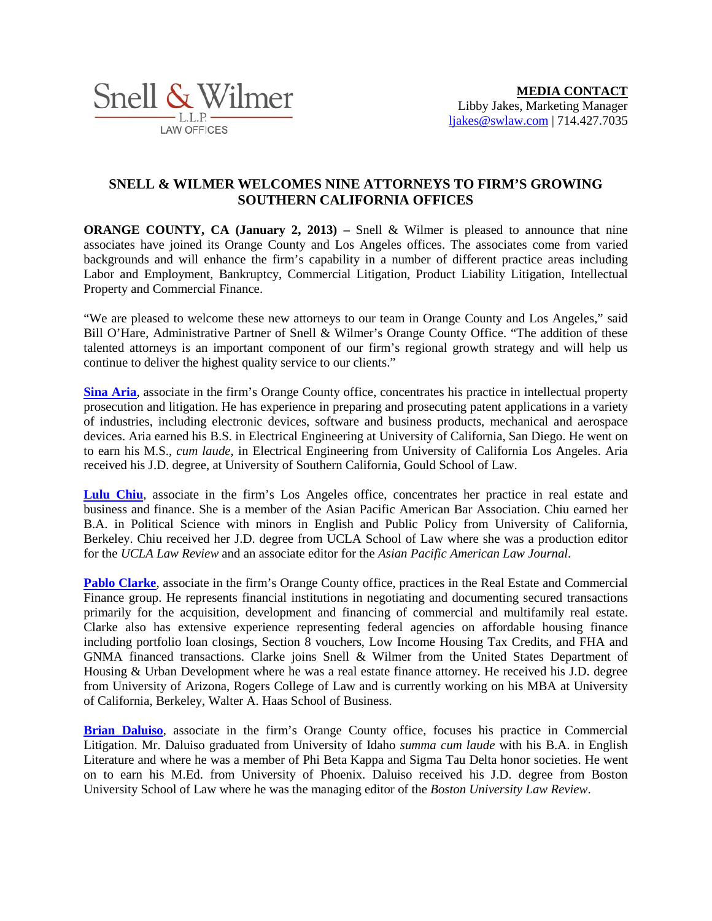Snell & Wilmer
L.L.P.
LAW OFFICES

**MEDIA CONTACT**
Libby Jakes, Marketing Manager
ljakes@swlaw.com | 714.427.7035

# SNELL & WILMER WELCOMES NINE ATTORNEYS TO FIRM'S GROWING SOUTHERN CALIFORNIA OFFICES

**ORANGE COUNTY, CA (January 2, 2013) –** Snell & Wilmer is pleased to announce that nine associates have joined its Orange County and Los Angeles offices. The associates come from varied backgrounds and will enhance the firm's capability in a number of different practice areas including Labor and Employment, Bankruptcy, Commercial Litigation, Product Liability Litigation, Intellectual Property and Commercial Finance.

"We are pleased to welcome these new attorneys to our team in Orange County and Los Angeles," said Bill O'Hare, Administrative Partner of Snell & Wilmer's Orange County Office. "The addition of these talented attorneys is an important component of our firm's regional growth strategy and will help us continue to deliver the highest quality service to our clients."

**Sina Aria**, associate in the firm's Orange County office, concentrates his practice in intellectual property prosecution and litigation. He has experience in preparing and prosecuting patent applications in a variety of industries, including electronic devices, software and business products, mechanical and aerospace devices. Aria earned his B.S. in Electrical Engineering at University of California, San Diego. He went on to earn his M.S., *cum laude*, in Electrical Engineering from University of California Los Angeles. Aria received his J.D. degree, at University of Southern California, Gould School of Law.

**Lulu Chiu**, associate in the firm's Los Angeles office, concentrates her practice in real estate and business and finance. She is a member of the Asian Pacific American Bar Association. Chiu earned her B.A. in Political Science with minors in English and Public Policy from University of California, Berkeley. Chiu received her J.D. degree from UCLA School of Law where she was a production editor for the *UCLA Law Review* and an associate editor for the *Asian Pacific American Law Journal*.

**Pablo Clarke**, associate in the firm's Orange County office, practices in the Real Estate and Commercial Finance group. He represents financial institutions in negotiating and documenting secured transactions primarily for the acquisition, development and financing of commercial and multifamily real estate. Clarke also has extensive experience representing federal agencies on affordable housing finance including portfolio loan closings, Section 8 vouchers, Low Income Housing Tax Credits, and FHA and GNMA financed transactions. Clarke joins Snell & Wilmer from the United States Department of Housing & Urban Development where he was a real estate finance attorney. He received his J.D. degree from University of Arizona, Rogers College of Law and is currently working on his MBA at University of California, Berkeley, Walter A. Haas School of Business.

**Brian Daluiso**, associate in the firm's Orange County office, focuses his practice in Commercial Litigation. Mr. Daluiso graduated from University of Idaho *summa cum laude* with his B.A. in English Literature and where he was a member of Phi Beta Kappa and Sigma Tau Delta honor societies. He went on to earn his M.Ed. from University of Phoenix. Daluiso received his J.D. degree from Boston University School of Law where he was the managing editor of the *Boston University Law Review*.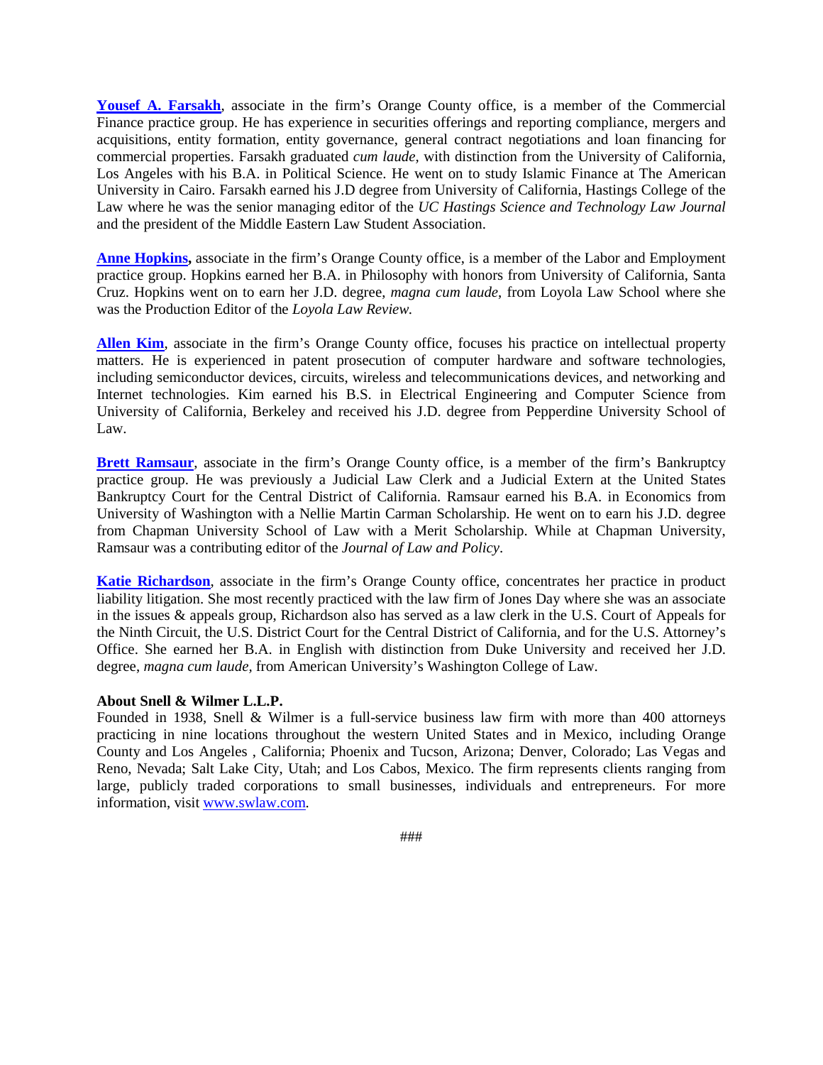**Yousef A. Farsakh**, associate in the firm's Orange County office, is a member of the Commercial Finance practice group. He has experience in securities offerings and reporting compliance, mergers and acquisitions, entity formation, entity governance, general contract negotiations and loan financing for commercial properties. Farsakh graduated *cum laude*, with distinction from the University of California, Los Angeles with his B.A. in Political Science. He went on to study Islamic Finance at The American University in Cairo. Farsakh earned his J.D degree from University of California, Hastings College of the Law where he was the senior managing editor of the *UC Hastings Science and Technology Law Journal* and the president of the Middle Eastern Law Student Association.

**Anne Hopkins,** associate in the firm's Orange County office, is a member of the Labor and Employment practice group. Hopkins earned her B.A. in Philosophy with honors from University of California, Santa Cruz. Hopkins went on to earn her J.D. degree, *magna cum laude*, from Loyola Law School where she was the Production Editor of the *Loyola Law Review.*

**Allen Kim**, associate in the firm's Orange County office, focuses his practice on intellectual property matters. He is experienced in patent prosecution of computer hardware and software technologies, including semiconductor devices, circuits, wireless and telecommunications devices, and networking and Internet technologies. Kim earned his B.S. in Electrical Engineering and Computer Science from University of California, Berkeley and received his J.D. degree from Pepperdine University School of Law.

**Brett Ramsaur**, associate in the firm's Orange County office, is a member of the firm's Bankruptcy practice group. He was previously a Judicial Law Clerk and a Judicial Extern at the United States Bankruptcy Court for the Central District of California. Ramsaur earned his B.A. in Economics from University of Washington with a Nellie Martin Carman Scholarship. He went on to earn his J.D. degree from Chapman University School of Law with a Merit Scholarship. While at Chapman University, Ramsaur was a contributing editor of the *Journal of Law and Policy*.

**Katie Richardson**, associate in the firm's Orange County office, concentrates her practice in product liability litigation. She most recently practiced with the law firm of Jones Day where she was an associate in the issues & appeals group, Richardson also has served as a law clerk in the U.S. Court of Appeals for the Ninth Circuit, the U.S. District Court for the Central District of California, and for the U.S. Attorney's Office. She earned her B.A. in English with distinction from Duke University and received her J.D. degree, *magna cum laude*, from American University's Washington College of Law.

**About Snell & Wilmer L.L.P.**

Founded in 1938, Snell & Wilmer is a full-service business law firm with more than 400 attorneys practicing in nine locations throughout the western United States and in Mexico, including Orange County and Los Angeles , California; Phoenix and Tucson, Arizona; Denver, Colorado; Las Vegas and Reno, Nevada; Salt Lake City, Utah; and Los Cabos, Mexico. The firm represents clients ranging from large, publicly traded corporations to small businesses, individuals and entrepreneurs. For more information, visit www.swlaw.com.

###